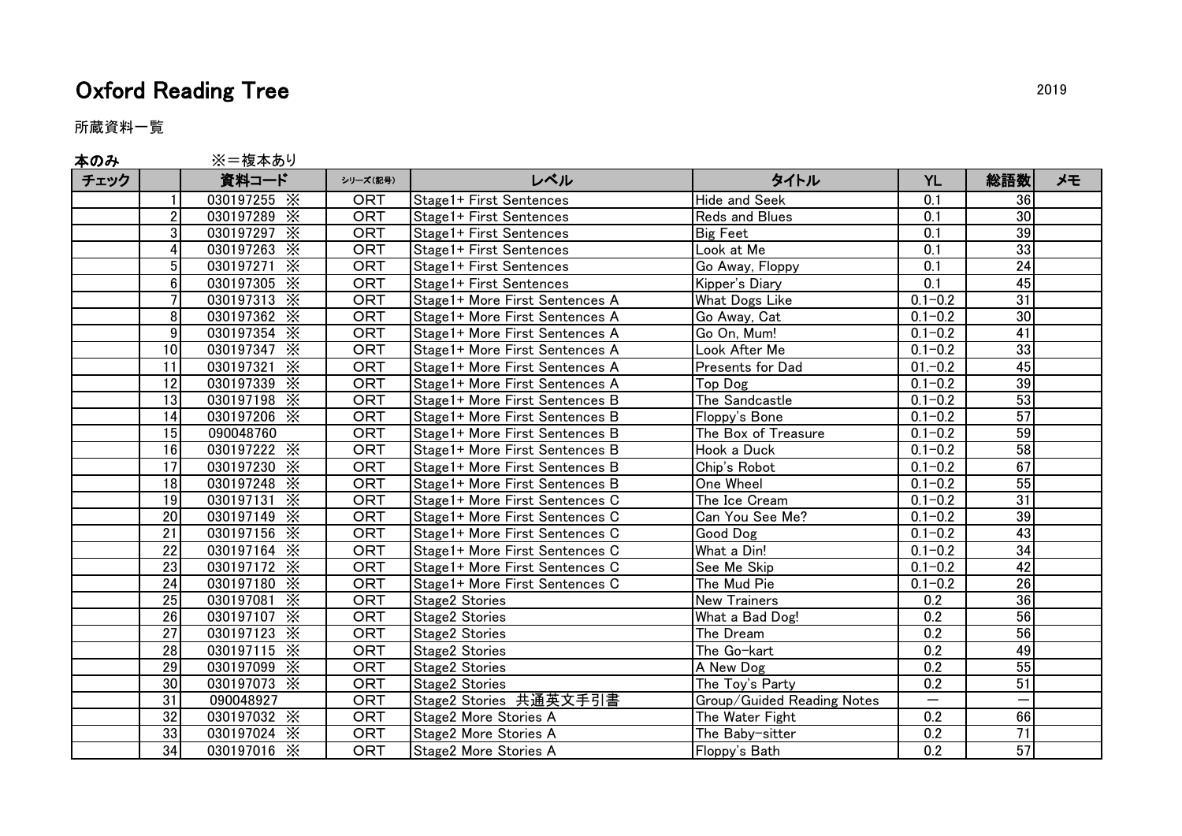# Oxford Reading Tree

2019

所蔵資料一覧

**本のみ**　　※＝複本あり

| チェック | | 資料コード | シリーズ(記号) | レベル | タイトル | YL | 総語数 | メモ |
|---|---|---|---|---|---|---|---|---|
| | 1 | 030197255 ※ | ORT | Stage1+ First Sentences | Hide and Seek | 0.1 | 36 | |
| | 2 | 030197289 ※ | ORT | Stage1+ First Sentences | Reds and Blues | 0.1 | 30 | |
| | 3 | 030197297 ※ | ORT | Stage1+ First Sentences | Big Feet | 0.1 | 39 | |
| | 4 | 030197263 ※ | ORT | Stage1+ First Sentences | Look at Me | 0.1 | 33 | |
| | 5 | 030197271 ※ | ORT | Stage1+ First Sentences | Go Away, Floppy | 0.1 | 24 | |
| | 6 | 030197305 ※ | ORT | Stage1+ First Sentences | Kipper's Diary | 0.1 | 45 | |
| | 7 | 030197313 ※ | ORT | Stage1+ More First Sentences A | What Dogs Like | 0.1−0.2 | 31 | |
| | 8 | 030197362 ※ | ORT | Stage1+ More First Sentences A | Go Away, Cat | 0.1−0.2 | 30 | |
| | 9 | 030197354 ※ | ORT | Stage1+ More First Sentences A | Go On, Mum! | 0.1−0.2 | 41 | |
| | 10 | 030197347 ※ | ORT | Stage1+ More First Sentences A | Look After Me | 0.1−0.2 | 33 | |
| | 11 | 030197321 ※ | ORT | Stage1+ More First Sentences A | Presents for Dad | 01.−0.2 | 45 | |
| | 12 | 030197339 ※ | ORT | Stage1+ More First Sentences A | Top Dog | 0.1−0.2 | 39 | |
| | 13 | 030197198 ※ | ORT | Stage1+ More First Sentences B | The Sandcastle | 0.1−0.2 | 53 | |
| | 14 | 030197206 ※ | ORT | Stage1+ More First Sentences B | Floppy's Bone | 0.1−0.2 | 57 | |
| | 15 | 090048760 | ORT | Stage1+ More First Sentences B | The Box of Treasure | 0.1−0.2 | 59 | |
| | 16 | 030197222 ※ | ORT | Stage1+ More First Sentences B | Hook a Duck | 0.1−0.2 | 58 | |
| | 17 | 030197230 ※ | ORT | Stage1+ More First Sentences B | Chip's Robot | 0.1−0.2 | 67 | |
| | 18 | 030197248 ※ | ORT | Stage1+ More First Sentences B | One Wheel | 0.1−0.2 | 55 | |
| | 19 | 030197131 ※ | ORT | Stage1+ More First Sentences C | The Ice Cream | 0.1−0.2 | 31 | |
| | 20 | 030197149 ※ | ORT | Stage1+ More First Sentences C | Can You See Me? | 0.1−0.2 | 39 | |
| | 21 | 030197156 ※ | ORT | Stage1+ More First Sentences C | Good Dog | 0.1−0.2 | 43 | |
| | 22 | 030197164 ※ | ORT | Stage1+ More First Sentences C | What a Din! | 0.1−0.2 | 34 | |
| | 23 | 030197172 ※ | ORT | Stage1+ More First Sentences C | See Me Skip | 0.1−0.2 | 42 | |
| | 24 | 030197180 ※ | ORT | Stage1+ More First Sentences C | The Mud Pie | 0.1−0.2 | 26 | |
| | 25 | 030197081 ※ | ORT | Stage2 Stories | New Trainers | 0.2 | 36 | |
| | 26 | 030197107 ※ | ORT | Stage2 Stories | What a Bad Dog! | 0.2 | 56 | |
| | 27 | 030197123 ※ | ORT | Stage2 Stories | The Dream | 0.2 | 56 | |
| | 28 | 030197115 ※ | ORT | Stage2 Stories | The Go-kart | 0.2 | 49 | |
| | 29 | 030197099 ※ | ORT | Stage2 Stories | A New Dog | 0.2 | 55 | |
| | 30 | 030197073 ※ | ORT | Stage2 Stories | The Toy's Party | 0.2 | 51 | |
| | 31 | 090048927 | ORT | Stage2 Stories 共通英文手引書 | Group/Guided Reading Notes | — | — | |
| | 32 | 030197032 ※ | ORT | Stage2 More Stories A | The Water Fight | 0.2 | 66 | |
| | 33 | 030197024 ※ | ORT | Stage2 More Stories A | The Baby-sitter | 0.2 | 71 | |
| | 34 | 030197016 ※ | ORT | Stage2 More Stories A | Floppy's Bath | 0.2 | 57 | |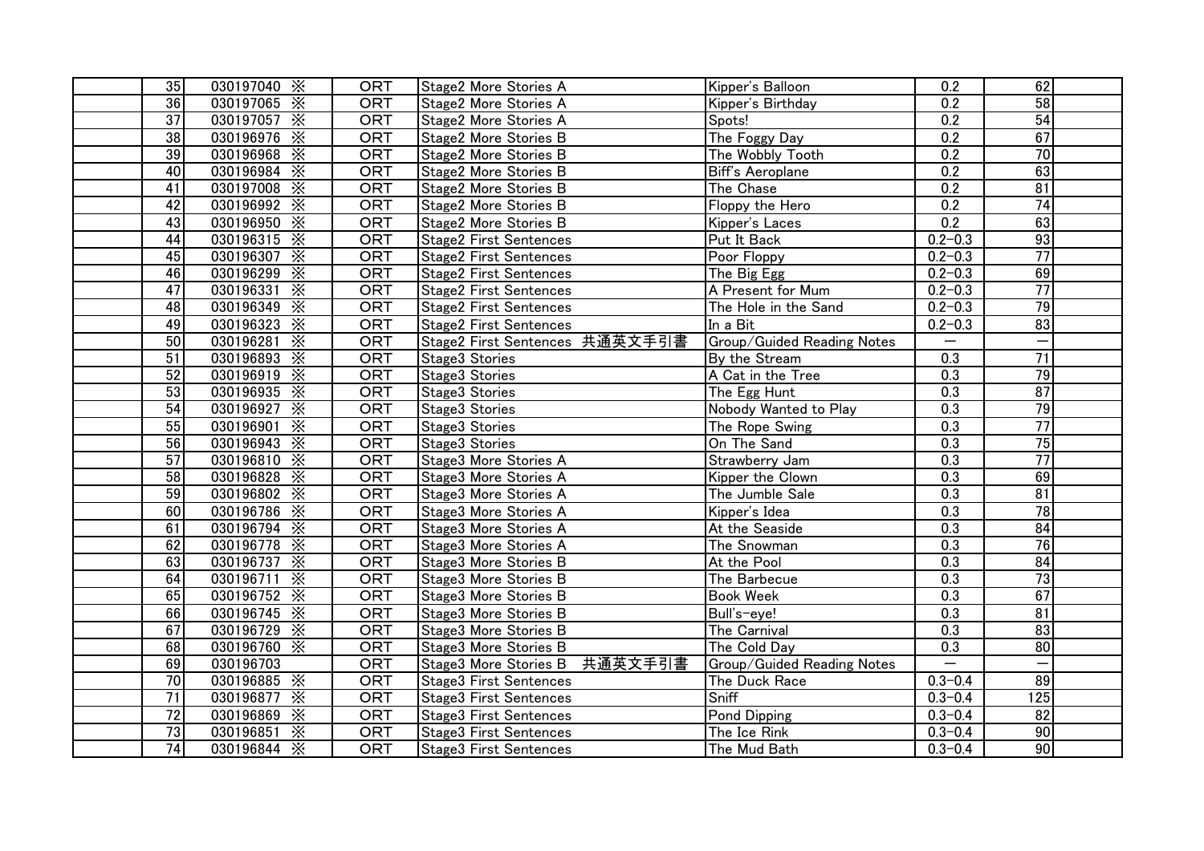|  |  |  |  |  |  |  |  |
|---|---|---|---|---|---|---|---|
|  | 35 | 030197040 ※ | ORT | Stage2 More Stories A | Kipper's Balloon | 0.2 | 62 |
|  | 36 | 030197065 ※ | ORT | Stage2 More Stories A | Kipper's Birthday | 0.2 | 58 |
|  | 37 | 030197057 ※ | ORT | Stage2 More Stories A | Spots! | 0.2 | 54 |
|  | 38 | 030196976 ※ | ORT | Stage2 More Stories B | The Foggy Day | 0.2 | 67 |
|  | 39 | 030196968 ※ | ORT | Stage2 More Stories B | The Wobbly Tooth | 0.2 | 70 |
|  | 40 | 030196984 ※ | ORT | Stage2 More Stories B | Biff's Aeroplane | 0.2 | 63 |
|  | 41 | 030197008 ※ | ORT | Stage2 More Stories B | The Chase | 0.2 | 81 |
|  | 42 | 030196992 ※ | ORT | Stage2 More Stories B | Floppy the Hero | 0.2 | 74 |
|  | 43 | 030196950 ※ | ORT | Stage2 More Stories B | Kipper's Laces | 0.2 | 63 |
|  | 44 | 030196315 ※ | ORT | Stage2 First Sentences | Put It Back | 0.2−0.3 | 93 |
|  | 45 | 030196307 ※ | ORT | Stage2 First Sentences | Poor Floppy | 0.2−0.3 | 77 |
|  | 46 | 030196299 ※ | ORT | Stage2 First Sentences | The Big Egg | 0.2−0.3 | 69 |
|  | 47 | 030196331 ※ | ORT | Stage2 First Sentences | A Present for Mum | 0.2−0.3 | 77 |
|  | 48 | 030196349 ※ | ORT | Stage2 First Sentences | The Hole in the Sand | 0.2−0.3 | 79 |
|  | 49 | 030196323 ※ | ORT | Stage2 First Sentences | In a Bit | 0.2−0.3 | 83 |
|  | 50 | 030196281 ※ | ORT | Stage2 First Sentences 共通英文手引書 | Group/Guided Reading Notes | − | − |
|  | 51 | 030196893 ※ | ORT | Stage3 Stories | By the Stream | 0.3 | 71 |
|  | 52 | 030196919 ※ | ORT | Stage3 Stories | A Cat in the Tree | 0.3 | 79 |
|  | 53 | 030196935 ※ | ORT | Stage3 Stories | The Egg Hunt | 0.3 | 87 |
|  | 54 | 030196927 ※ | ORT | Stage3 Stories | Nobody Wanted to Play | 0.3 | 79 |
|  | 55 | 030196901 ※ | ORT | Stage3 Stories | The Rope Swing | 0.3 | 77 |
|  | 56 | 030196943 ※ | ORT | Stage3 Stories | On The Sand | 0.3 | 75 |
|  | 57 | 030196810 ※ | ORT | Stage3 More Stories A | Strawberry Jam | 0.3 | 77 |
|  | 58 | 030196828 ※ | ORT | Stage3 More Stories A | Kipper the Clown | 0.3 | 69 |
|  | 59 | 030196802 ※ | ORT | Stage3 More Stories A | The Jumble Sale | 0.3 | 81 |
|  | 60 | 030196786 ※ | ORT | Stage3 More Stories A | Kipper's Idea | 0.3 | 78 |
|  | 61 | 030196794 ※ | ORT | Stage3 More Stories A | At the Seaside | 0.3 | 84 |
|  | 62 | 030196778 ※ | ORT | Stage3 More Stories A | The Snowman | 0.3 | 76 |
|  | 63 | 030196737 ※ | ORT | Stage3 More Stories B | At the Pool | 0.3 | 84 |
|  | 64 | 030196711 ※ | ORT | Stage3 More Stories B | The Barbecue | 0.3 | 73 |
|  | 65 | 030196752 ※ | ORT | Stage3 More Stories B | Book Week | 0.3 | 67 |
|  | 66 | 030196745 ※ | ORT | Stage3 More Stories B | Bull's-eye! | 0.3 | 81 |
|  | 67 | 030196729 ※ | ORT | Stage3 More Stories B | The Carnival | 0.3 | 83 |
|  | 68 | 030196760 ※ | ORT | Stage3 More Stories B | The Cold Day | 0.3 | 80 |
|  | 69 | 030196703 | ORT | Stage3 More Stories B 共通英文手引書 | Group/Guided Reading Notes | − | − |
|  | 70 | 030196885 ※ | ORT | Stage3 First Sentences | The Duck Race | 0.3−0.4 | 89 |
|  | 71 | 030196877 ※ | ORT | Stage3 First Sentences | Sniff | 0.3−0.4 | 125 |
|  | 72 | 030196869 ※ | ORT | Stage3 First Sentences | Pond Dipping | 0.3−0.4 | 82 |
|  | 73 | 030196851 ※ | ORT | Stage3 First Sentences | The Ice Rink | 0.3−0.4 | 90 |
|  | 74 | 030196844 ※ | ORT | Stage3 First Sentences | The Mud Bath | 0.3−0.4 | 90 |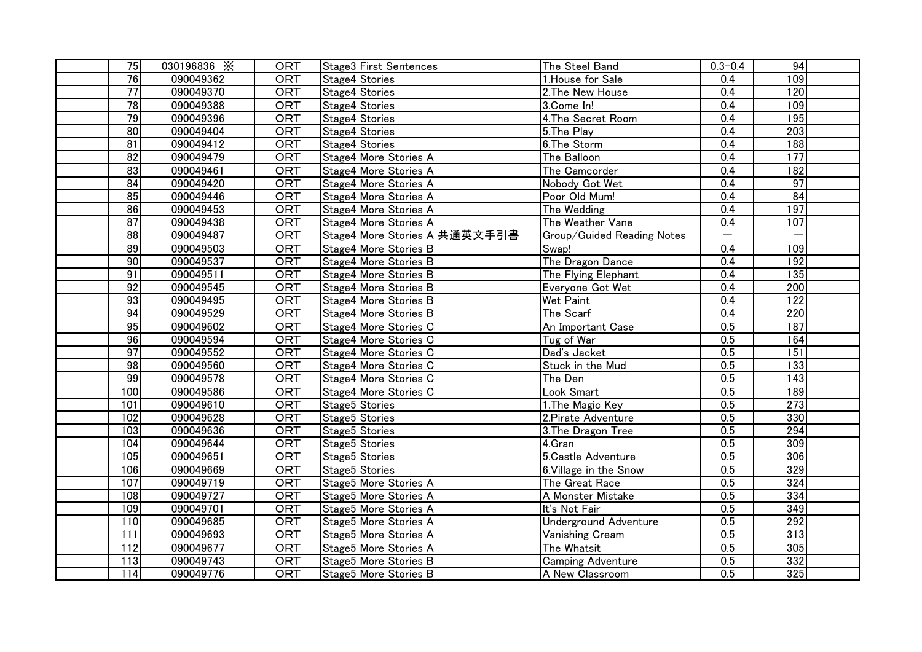| | | | | | | | |
|---|---|---|---|---|---|---|---|
| 75 | 030196836 ※ | ORT | Stage3 First Sentences | The Steel Band | 0.3−0.4 | 94 | |
| 76 | 090049362 | ORT | Stage4 Stories | 1.House for Sale | 0.4 | 109 | |
| 77 | 090049370 | ORT | Stage4 Stories | 2.The New House | 0.4 | 120 | |
| 78 | 090049388 | ORT | Stage4 Stories | 3.Come In! | 0.4 | 109 | |
| 79 | 090049396 | ORT | Stage4 Stories | 4.The Secret Room | 0.4 | 195 | |
| 80 | 090049404 | ORT | Stage4 Stories | 5.The Play | 0.4 | 203 | |
| 81 | 090049412 | ORT | Stage4 Stories | 6.The Storm | 0.4 | 188 | |
| 82 | 090049479 | ORT | Stage4 More Stories A | The Balloon | 0.4 | 177 | |
| 83 | 090049461 | ORT | Stage4 More Stories A | The Camcorder | 0.4 | 182 | |
| 84 | 090049420 | ORT | Stage4 More Stories A | Nobody Got Wet | 0.4 | 97 | |
| 85 | 090049446 | ORT | Stage4 More Stories A | Poor Old Mum! | 0.4 | 84 | |
| 86 | 090049453 | ORT | Stage4 More Stories A | The Wedding | 0.4 | 197 | |
| 87 | 090049438 | ORT | Stage4 More Stories A | The Weather Vane | 0.4 | 107 | |
| 88 | 090049487 | ORT | Stage4 More Stories A 共通英文手引書 | Group/Guided Reading Notes | − | − | |
| 89 | 090049503 | ORT | Stage4 More Stories B | Swap! | 0.4 | 109 | |
| 90 | 090049537 | ORT | Stage4 More Stories B | The Dragon Dance | 0.4 | 192 | |
| 91 | 090049511 | ORT | Stage4 More Stories B | The Flying Elephant | 0.4 | 135 | |
| 92 | 090049545 | ORT | Stage4 More Stories B | Everyone Got Wet | 0.4 | 200 | |
| 93 | 090049495 | ORT | Stage4 More Stories B | Wet Paint | 0.4 | 122 | |
| 94 | 090049529 | ORT | Stage4 More Stories B | The Scarf | 0.4 | 220 | |
| 95 | 090049602 | ORT | Stage4 More Stories C | An Important Case | 0.5 | 187 | |
| 96 | 090049594 | ORT | Stage4 More Stories C | Tug of War | 0.5 | 164 | |
| 97 | 090049552 | ORT | Stage4 More Stories C | Dad's Jacket | 0.5 | 151 | |
| 98 | 090049560 | ORT | Stage4 More Stories C | Stuck in the Mud | 0.5 | 133 | |
| 99 | 090049578 | ORT | Stage4 More Stories C | The Den | 0.5 | 143 | |
| 100 | 090049586 | ORT | Stage4 More Stories C | Look Smart | 0.5 | 189 | |
| 101 | 090049610 | ORT | Stage5 Stories | 1.The Magic Key | 0.5 | 273 | |
| 102 | 090049628 | ORT | Stage5 Stories | 2.Pirate Adventure | 0.5 | 330 | |
| 103 | 090049636 | ORT | Stage5 Stories | 3.The Dragon Tree | 0.5 | 294 | |
| 104 | 090049644 | ORT | Stage5 Stories | 4.Gran | 0.5 | 309 | |
| 105 | 090049651 | ORT | Stage5 Stories | 5.Castle Adventure | 0.5 | 306 | |
| 106 | 090049669 | ORT | Stage5 Stories | 6.Village in the Snow | 0.5 | 329 | |
| 107 | 090049719 | ORT | Stage5 More Stories A | The Great Race | 0.5 | 324 | |
| 108 | 090049727 | ORT | Stage5 More Stories A | A Monster Mistake | 0.5 | 334 | |
| 109 | 090049701 | ORT | Stage5 More Stories A | It's Not Fair | 0.5 | 349 | |
| 110 | 090049685 | ORT | Stage5 More Stories A | Underground Adventure | 0.5 | 292 | |
| 111 | 090049693 | ORT | Stage5 More Stories A | Vanishing Cream | 0.5 | 313 | |
| 112 | 090049677 | ORT | Stage5 More Stories A | The Whatsit | 0.5 | 305 | |
| 113 | 090049743 | ORT | Stage5 More Stories B | Camping Adventure | 0.5 | 332 | |
| 114 | 090049776 | ORT | Stage5 More Stories B | A New Classroom | 0.5 | 325 | |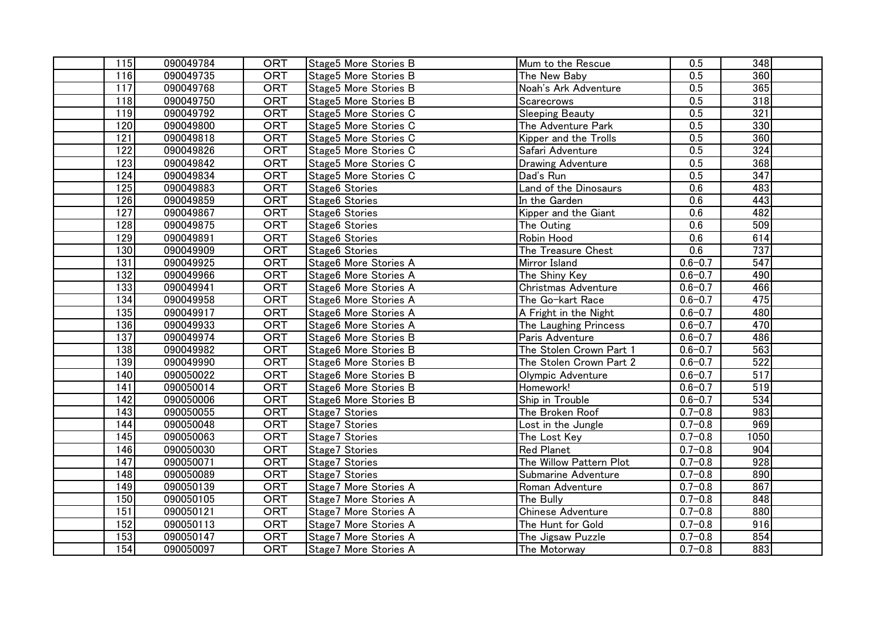|  | 115 | 090049784 | ORT | Stage5 More Stories B | Mum to the Rescue | 0.5 | 348 |  |
|---|---|---|---|---|---|---|---|---|
|  | 116 | 090049735 | ORT | Stage5 More Stories B | The New Baby | 0.5 | 360 |  |
|  | 117 | 090049768 | ORT | Stage5 More Stories B | Noah's Ark Adventure | 0.5 | 365 |  |
|  | 118 | 090049750 | ORT | Stage5 More Stories B | Scarecrows | 0.5 | 318 |  |
|  | 119 | 090049792 | ORT | Stage5 More Stories C | Sleeping Beauty | 0.5 | 321 |  |
|  | 120 | 090049800 | ORT | Stage5 More Stories C | The Adventure Park | 0.5 | 330 |  |
|  | 121 | 090049818 | ORT | Stage5 More Stories C | Kipper and the Trolls | 0.5 | 360 |  |
|  | 122 | 090049826 | ORT | Stage5 More Stories C | Safari Adventure | 0.5 | 324 |  |
|  | 123 | 090049842 | ORT | Stage5 More Stories C | Drawing Adventure | 0.5 | 368 |  |
|  | 124 | 090049834 | ORT | Stage5 More Stories C | Dad's Run | 0.5 | 347 |  |
|  | 125 | 090049883 | ORT | Stage6 Stories | Land of the Dinosaurs | 0.6 | 483 |  |
|  | 126 | 090049859 | ORT | Stage6 Stories | In the Garden | 0.6 | 443 |  |
|  | 127 | 090049867 | ORT | Stage6 Stories | Kipper and the Giant | 0.6 | 482 |  |
|  | 128 | 090049875 | ORT | Stage6 Stories | The Outing | 0.6 | 509 |  |
|  | 129 | 090049891 | ORT | Stage6 Stories | Robin Hood | 0.6 | 614 |  |
|  | 130 | 090049909 | ORT | Stage6 Stories | The Treasure Chest | 0.6 | 737 |  |
|  | 131 | 090049925 | ORT | Stage6 More Stories A | Mirror Island | 0.6−0.7 | 547 |  |
|  | 132 | 090049966 | ORT | Stage6 More Stories A | The Shiny Key | 0.6−0.7 | 490 |  |
|  | 133 | 090049941 | ORT | Stage6 More Stories A | Christmas Adventure | 0.6−0.7 | 466 |  |
|  | 134 | 090049958 | ORT | Stage6 More Stories A | The Go-kart Race | 0.6−0.7 | 475 |  |
|  | 135 | 090049917 | ORT | Stage6 More Stories A | A Fright in the Night | 0.6−0.7 | 480 |  |
|  | 136 | 090049933 | ORT | Stage6 More Stories A | The Laughing Princess | 0.6−0.7 | 470 |  |
|  | 137 | 090049974 | ORT | Stage6 More Stories B | Paris Adventure | 0.6−0.7 | 486 |  |
|  | 138 | 090049982 | ORT | Stage6 More Stories B | The Stolen Crown Part 1 | 0.6−0.7 | 563 |  |
|  | 139 | 090049990 | ORT | Stage6 More Stories B | The Stolen Crown Part 2 | 0.6−0.7 | 522 |  |
|  | 140 | 090050022 | ORT | Stage6 More Stories B | Olympic Adventure | 0.6−0.7 | 517 |  |
|  | 141 | 090050014 | ORT | Stage6 More Stories B | Homework! | 0.6−0.7 | 519 |  |
|  | 142 | 090050006 | ORT | Stage6 More Stories B | Ship in Trouble | 0.6−0.7 | 534 |  |
|  | 143 | 090050055 | ORT | Stage7 Stories | The Broken Roof | 0.7−0.8 | 983 |  |
|  | 144 | 090050048 | ORT | Stage7 Stories | Lost in the Jungle | 0.7−0.8 | 969 |  |
|  | 145 | 090050063 | ORT | Stage7 Stories | The Lost Key | 0.7−0.8 | 1050 |  |
|  | 146 | 090050030 | ORT | Stage7 Stories | Red Planet | 0.7−0.8 | 904 |  |
|  | 147 | 090050071 | ORT | Stage7 Stories | The Willow Pattern Plot | 0.7−0.8 | 928 |  |
|  | 148 | 090050089 | ORT | Stage7 Stories | Submarine Adventure | 0.7−0.8 | 890 |  |
|  | 149 | 090050139 | ORT | Stage7 More Stories A | Roman Adventure | 0.7−0.8 | 867 |  |
|  | 150 | 090050105 | ORT | Stage7 More Stories A | The Bully | 0.7−0.8 | 848 |  |
|  | 151 | 090050121 | ORT | Stage7 More Stories A | Chinese Adventure | 0.7−0.8 | 880 |  |
|  | 152 | 090050113 | ORT | Stage7 More Stories A | The Hunt for Gold | 0.7−0.8 | 916 |  |
|  | 153 | 090050147 | ORT | Stage7 More Stories A | The Jigsaw Puzzle | 0.7−0.8 | 854 |  |
|  | 154 | 090050097 | ORT | Stage7 More Stories A | The Motorway | 0.7−0.8 | 883 |  |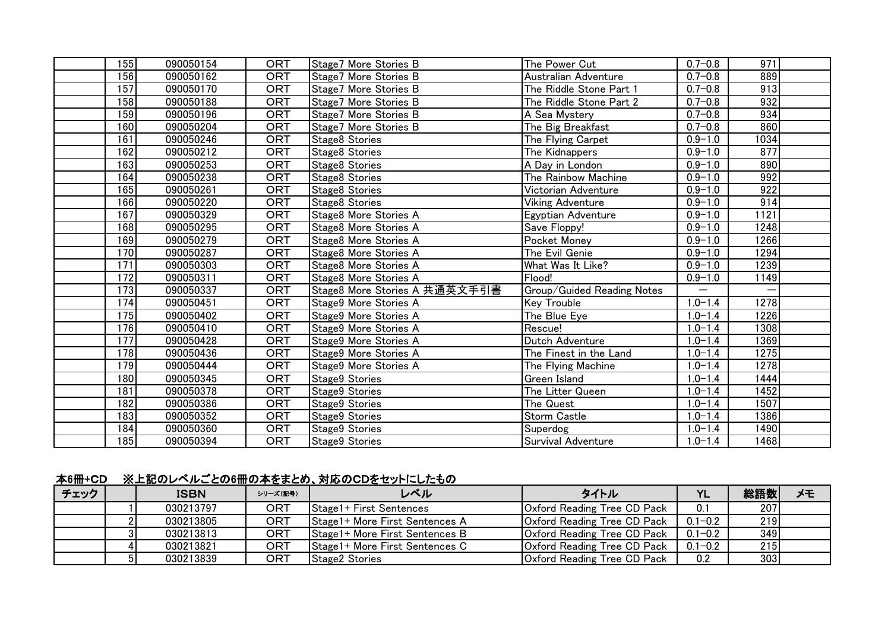| | 155 | 090050154 | ORT | Stage7 More Stories B | The Power Cut | 0.7−0.8 | 971 | |
|---|---|---|---|---|---|---|---|---|
| | 156 | 090050162 | ORT | Stage7 More Stories B | Australian Adventure | 0.7−0.8 | 889 | |
| | 157 | 090050170 | ORT | Stage7 More Stories B | The Riddle Stone Part 1 | 0.7−0.8 | 913 | |
| | 158 | 090050188 | ORT | Stage7 More Stories B | The Riddle Stone Part 2 | 0.7−0.8 | 932 | |
| | 159 | 090050196 | ORT | Stage7 More Stories B | A Sea Mystery | 0.7−0.8 | 934 | |
| | 160 | 090050204 | ORT | Stage7 More Stories B | The Big Breakfast | 0.7−0.8 | 860 | |
| | 161 | 090050246 | ORT | Stage8 Stories | The Flying Carpet | 0.9−1.0 | 1034 | |
| | 162 | 090050212 | ORT | Stage8 Stories | The Kidnappers | 0.9−1.0 | 877 | |
| | 163 | 090050253 | ORT | Stage8 Stories | A Day in London | 0.9−1.0 | 890 | |
| | 164 | 090050238 | ORT | Stage8 Stories | The Rainbow Machine | 0.9−1.0 | 992 | |
| | 165 | 090050261 | ORT | Stage8 Stories | Victorian Adventure | 0.9−1.0 | 922 | |
| | 166 | 090050220 | ORT | Stage8 Stories | Viking Adventure | 0.9−1.0 | 914 | |
| | 167 | 090050329 | ORT | Stage8 More Stories A | Egyptian Adventure | 0.9−1.0 | 1121 | |
| | 168 | 090050295 | ORT | Stage8 More Stories A | Save Floppy! | 0.9−1.0 | 1248 | |
| | 169 | 090050279 | ORT | Stage8 More Stories A | Pocket Money | 0.9−1.0 | 1266 | |
| | 170 | 090050287 | ORT | Stage8 More Stories A | The Evil Genie | 0.9−1.0 | 1294 | |
| | 171 | 090050303 | ORT | Stage8 More Stories A | What Was It Like? | 0.9−1.0 | 1239 | |
| | 172 | 090050311 | ORT | Stage8 More Stories A | Flood! | 0.9−1.0 | 1149 | |
| | 173 | 090050337 | ORT | Stage8 More Stories A 共通英文手引書 | Group/Guided Reading Notes | − | − | |
| | 174 | 090050451 | ORT | Stage9 More Stories A | Key Trouble | 1.0−1.4 | 1278 | |
| | 175 | 090050402 | ORT | Stage9 More Stories A | The Blue Eye | 1.0−1.4 | 1226 | |
| | 176 | 090050410 | ORT | Stage9 More Stories A | Rescue! | 1.0−1.4 | 1308 | |
| | 177 | 090050428 | ORT | Stage9 More Stories A | Dutch Adventure | 1.0−1.4 | 1369 | |
| | 178 | 090050436 | ORT | Stage9 More Stories A | The Finest in the Land | 1.0−1.4 | 1275 | |
| | 179 | 090050444 | ORT | Stage9 More Stories A | The Flying Machine | 1.0−1.4 | 1278 | |
| | 180 | 090050345 | ORT | Stage9 Stories | Green Island | 1.0−1.4 | 1444 | |
| | 181 | 090050378 | ORT | Stage9 Stories | The Litter Queen | 1.0−1.4 | 1452 | |
| | 182 | 090050386 | ORT | Stage9 Stories | The Quest | 1.0−1.4 | 1507 | |
| | 183 | 090050352 | ORT | Stage9 Stories | Storm Castle | 1.0−1.4 | 1386 | |
| | 184 | 090050360 | ORT | Stage9 Stories | Superdog | 1.0−1.4 | 1490 | |
| | 185 | 090050394 | ORT | Stage9 Stories | Survival Adventure | 1.0−1.4 | 1468 | |

**本6冊+CD　※上記のレベルごとの6冊の本をまとめ、対応のCDをセットにしたもの**

| チェック | | ISBN | シリーズ(記号) | レベル | タイトル | YL | 総語数 | メモ |
|---|---|---|---|---|---|---|---|---|
| | 1 | 030213797 | ORT | Stage1+ First Sentences | Oxford Reading Tree CD Pack | 0.1 | 207 | |
| | 2 | 030213805 | ORT | Stage1+ More First Sentences A | Oxford Reading Tree CD Pack | 0.1−0.2 | 219 | |
| | 3 | 030213813 | ORT | Stage1+ More First Sentences B | Oxford Reading Tree CD Pack | 0.1−0.2 | 349 | |
| | 4 | 030213821 | ORT | Stage1+ More First Sentences C | Oxford Reading Tree CD Pack | 0.1−0.2 | 215 | |
| | 5 | 030213839 | ORT | Stage2 Stories | Oxford Reading Tree CD Pack | 0.2 | 303 | |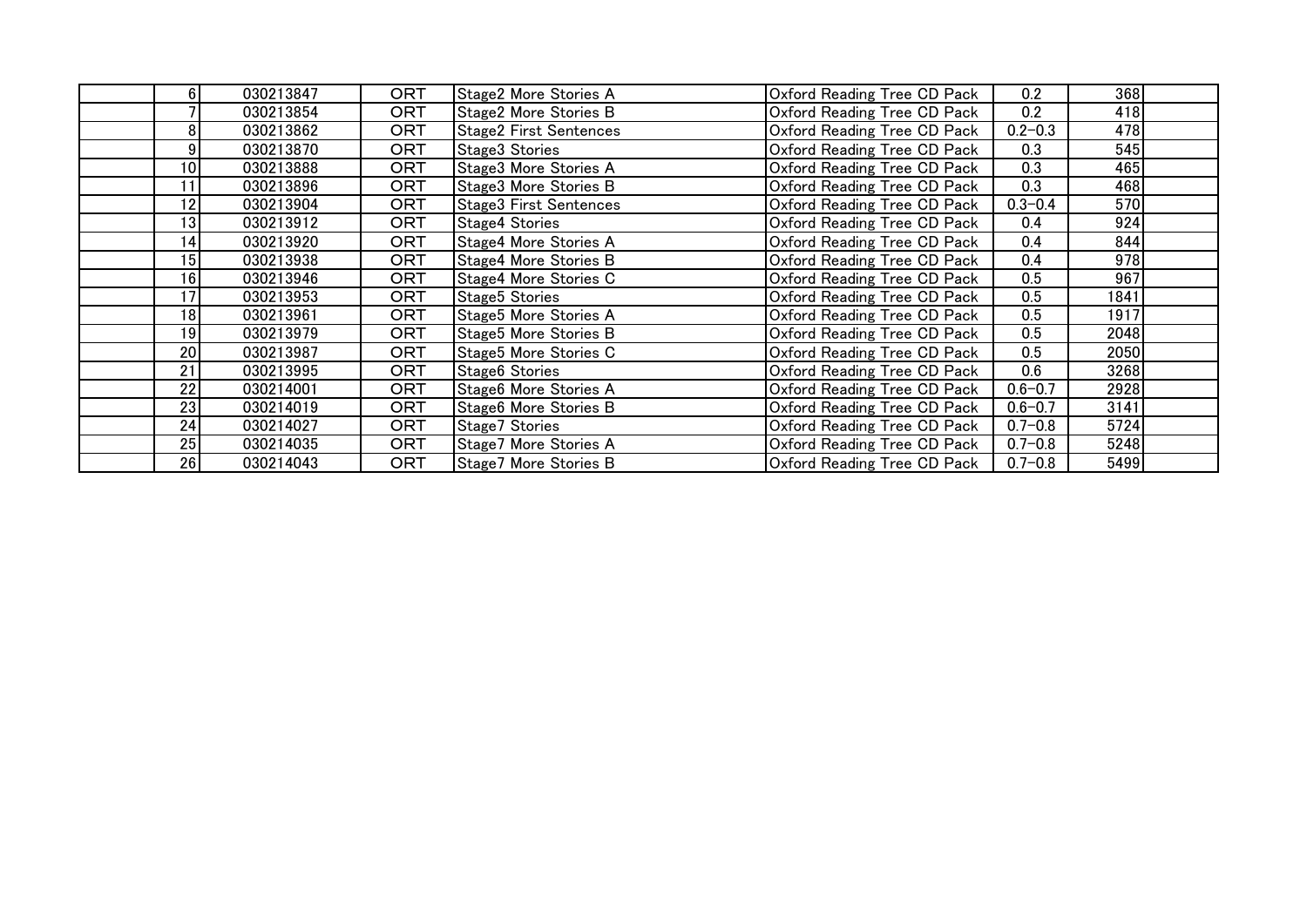| | | | | | | | |
|---|---|---|---|---|---|---|---|
| | 6 | 030213847 | ORT | Stage2 More Stories A | Oxford Reading Tree CD Pack | 0.2 | 368 | |
| | 7 | 030213854 | ORT | Stage2 More Stories B | Oxford Reading Tree CD Pack | 0.2 | 418 | |
| | 8 | 030213862 | ORT | Stage2 First Sentences | Oxford Reading Tree CD Pack | 0.2−0.3 | 478 | |
| | 9 | 030213870 | ORT | Stage3 Stories | Oxford Reading Tree CD Pack | 0.3 | 545 | |
| | 10 | 030213888 | ORT | Stage3 More Stories A | Oxford Reading Tree CD Pack | 0.3 | 465 | |
| | 11 | 030213896 | ORT | Stage3 More Stories B | Oxford Reading Tree CD Pack | 0.3 | 468 | |
| | 12 | 030213904 | ORT | Stage3 First Sentences | Oxford Reading Tree CD Pack | 0.3−0.4 | 570 | |
| | 13 | 030213912 | ORT | Stage4 Stories | Oxford Reading Tree CD Pack | 0.4 | 924 | |
| | 14 | 030213920 | ORT | Stage4 More Stories A | Oxford Reading Tree CD Pack | 0.4 | 844 | |
| | 15 | 030213938 | ORT | Stage4 More Stories B | Oxford Reading Tree CD Pack | 0.4 | 978 | |
| | 16 | 030213946 | ORT | Stage4 More Stories C | Oxford Reading Tree CD Pack | 0.5 | 967 | |
| | 17 | 030213953 | ORT | Stage5 Stories | Oxford Reading Tree CD Pack | 0.5 | 1841 | |
| | 18 | 030213961 | ORT | Stage5 More Stories A | Oxford Reading Tree CD Pack | 0.5 | 1917 | |
| | 19 | 030213979 | ORT | Stage5 More Stories B | Oxford Reading Tree CD Pack | 0.5 | 2048 | |
| | 20 | 030213987 | ORT | Stage5 More Stories C | Oxford Reading Tree CD Pack | 0.5 | 2050 | |
| | 21 | 030213995 | ORT | Stage6 Stories | Oxford Reading Tree CD Pack | 0.6 | 3268 | |
| | 22 | 030214001 | ORT | Stage6 More Stories A | Oxford Reading Tree CD Pack | 0.6−0.7 | 2928 | |
| | 23 | 030214019 | ORT | Stage6 More Stories B | Oxford Reading Tree CD Pack | 0.6−0.7 | 3141 | |
| | 24 | 030214027 | ORT | Stage7 Stories | Oxford Reading Tree CD Pack | 0.7−0.8 | 5724 | |
| | 25 | 030214035 | ORT | Stage7 More Stories A | Oxford Reading Tree CD Pack | 0.7−0.8 | 5248 | |
| | 26 | 030214043 | ORT | Stage7 More Stories B | Oxford Reading Tree CD Pack | 0.7−0.8 | 5499 | |